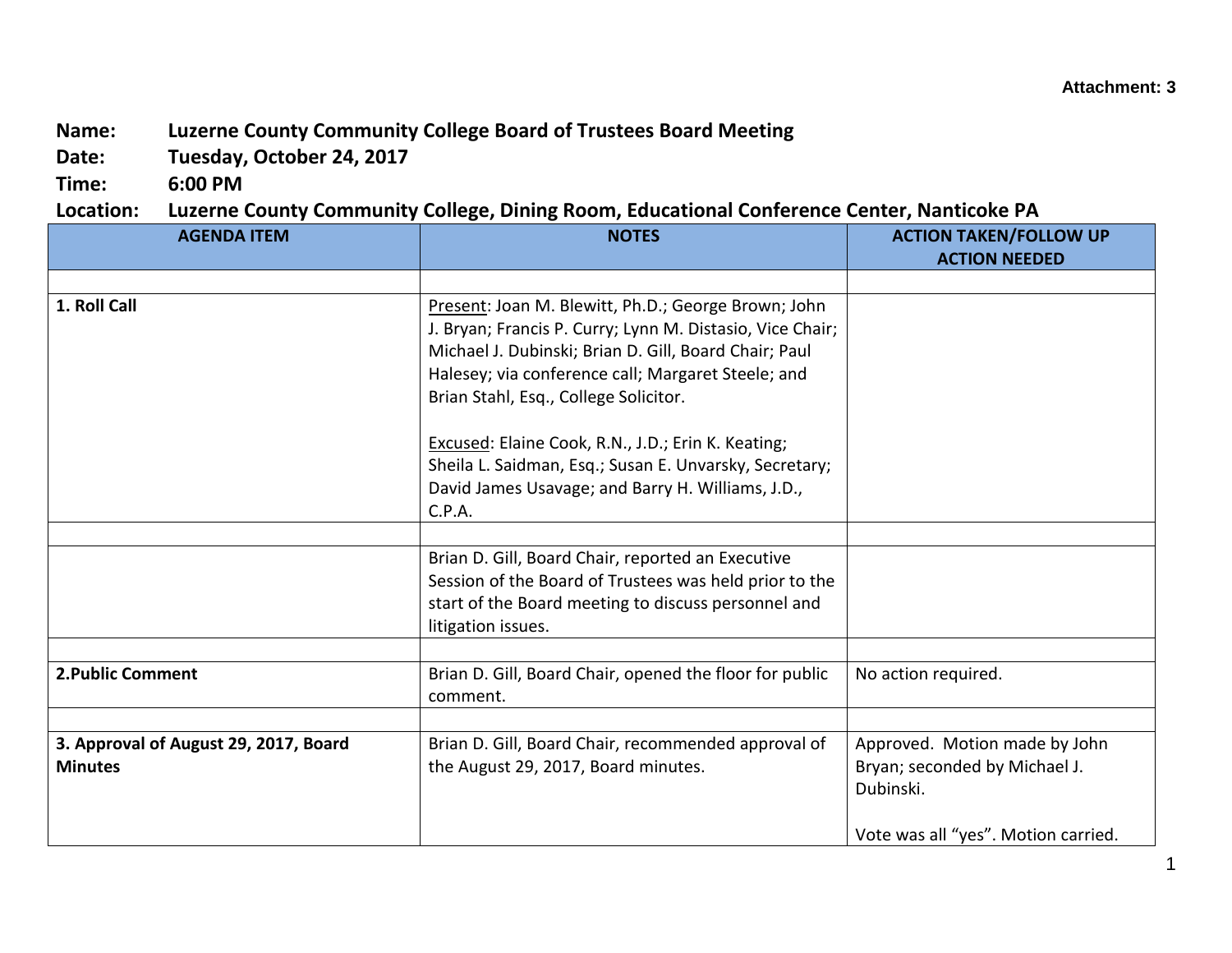Attachment: 3

**Name:** Luzerne County Community College Board of Trustees Board Meeting
**Date:** Tuesday, October 24, 2017
**Time:** 6:00 PM
**Location:** Luzerne County Community College, Dining Room, Educational Conference Center, Nanticoke PA

| AGENDA ITEM | NOTES | ACTION TAKEN/FOLLOW UP ACTION NEEDED |
|---|---|---|
| | | |
| **1. Roll Call** | Present: Joan M. Blewitt, Ph.D.; George Brown; John J. Bryan; Francis P. Curry; Lynn M. Distasio, Vice Chair; Michael J. Dubinski; Brian D. Gill, Board Chair; Paul Halesey; via conference call; Margaret Steele; and Brian Stahl, Esq., College Solicitor.<br><br>Excused: Elaine Cook, R.N., J.D.; Erin K. Keating; Sheila L. Saidman, Esq.; Susan E. Unvarsky, Secretary; David James Usavage; and Barry H. Williams, J.D., C.P.A. | |
| | | |
| | Brian D. Gill, Board Chair, reported an Executive Session of the Board of Trustees was held prior to the start of the Board meeting to discuss personnel and litigation issues. | |
| | | |
| **2.Public Comment** | Brian D. Gill, Board Chair, opened the floor for public comment. | No action required. |
| | | |
| **3. Approval of August 29, 2017, Board Minutes** | Brian D. Gill, Board Chair, recommended approval of the August 29, 2017, Board minutes. | Approved. Motion made by John Bryan; seconded by Michael J. Dubinski.<br><br>Vote was all "yes". Motion carried. |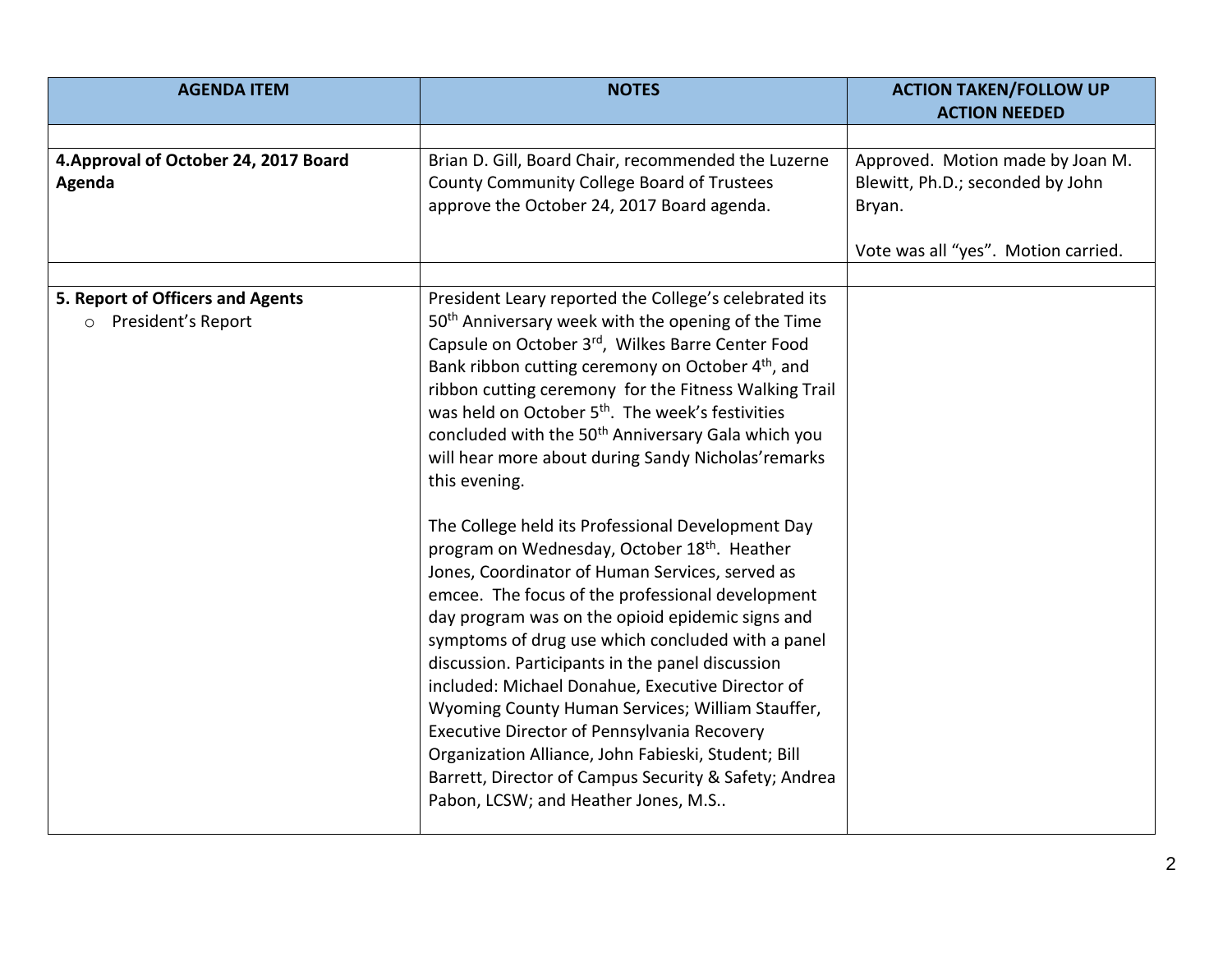| AGENDA ITEM | NOTES | ACTION TAKEN/FOLLOW UP ACTION NEEDED |
|---|---|---|
| | | |
| **4.Approval of October 24, 2017 Board Agenda** | Brian D. Gill, Board Chair, recommended the Luzerne County Community College Board of Trustees approve the October 24, 2017 Board agenda. | Approved. Motion made by Joan M. Blewitt, Ph.D.; seconded by John Bryan.<br><br>Vote was all "yes". Motion carried. |
| | | |
| **5. Report of Officers and Agents**<br>○ President's Report | President Leary reported the College's celebrated its 50th Anniversary week with the opening of the Time Capsule on October 3rd, Wilkes Barre Center Food Bank ribbon cutting ceremony on October 4th, and ribbon cutting ceremony for the Fitness Walking Trail was held on October 5th. The week's festivities concluded with the 50th Anniversary Gala which you will hear more about during Sandy Nicholas'remarks this evening.<br><br>The College held its Professional Development Day program on Wednesday, October 18th. Heather Jones, Coordinator of Human Services, served as emcee. The focus of the professional development day program was on the opioid epidemic signs and symptoms of drug use which concluded with a panel discussion. Participants in the panel discussion included: Michael Donahue, Executive Director of Wyoming County Human Services; William Stauffer, Executive Director of Pennsylvania Recovery Organization Alliance, John Fabieski, Student; Bill Barrett, Director of Campus Security & Safety; Andrea Pabon, LCSW; and Heather Jones, M.S.. | |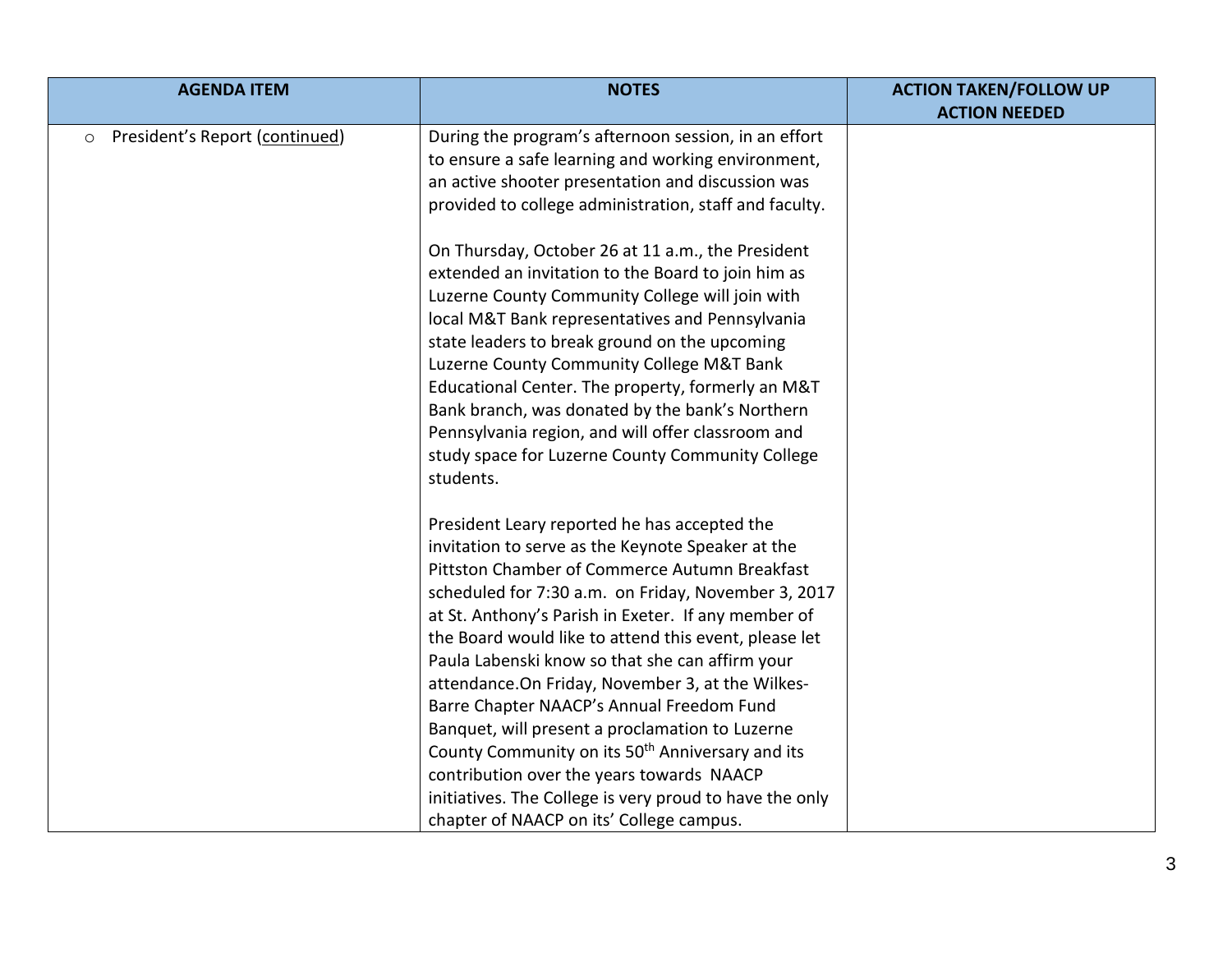| AGENDA ITEM | NOTES | ACTION TAKEN/FOLLOW UP ACTION NEEDED |
|---|---|---|
| ○ President's Report (continued) | During the program's afternoon session, in an effort to ensure a safe learning and working environment, an active shooter presentation and discussion was provided to college administration, staff and faculty.<br><br>On Thursday, October 26 at 11 a.m., the President extended an invitation to the Board to join him as Luzerne County Community College will join with local M&T Bank representatives and Pennsylvania state leaders to break ground on the upcoming Luzerne County Community College M&T Bank Educational Center. The property, formerly an M&T Bank branch, was donated by the bank's Northern Pennsylvania region, and will offer classroom and study space for Luzerne County Community College students.<br><br>President Leary reported he has accepted the invitation to serve as the Keynote Speaker at the Pittston Chamber of Commerce Autumn Breakfast scheduled for 7:30 a.m. on Friday, November 3, 2017 at St. Anthony's Parish in Exeter. If any member of the Board would like to attend this event, please let Paula Labenski know so that she can affirm your attendance.On Friday, November 3, at the Wilkes-Barre Chapter NAACP's Annual Freedom Fund Banquet, will present a proclamation to Luzerne County Community on its 50th Anniversary and its contribution over the years towards NAACP initiatives. The College is very proud to have the only chapter of NAACP on its' College campus. | |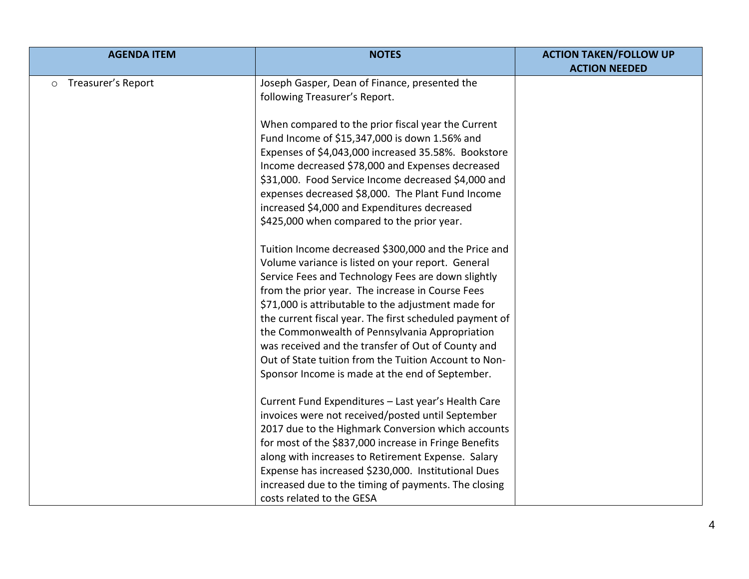| AGENDA ITEM | NOTES | ACTION TAKEN/FOLLOW UP ACTION NEEDED |
|---|---|---|
| ○ Treasurer's Report | Joseph Gasper, Dean of Finance, presented the following Treasurer's Report.<br><br>When compared to the prior fiscal year the Current Fund Income of $15,347,000 is down 1.56% and Expenses of $4,043,000 increased 35.58%. Bookstore Income decreased $78,000 and Expenses decreased $31,000. Food Service Income decreased $4,000 and expenses decreased $8,000. The Plant Fund Income increased $4,000 and Expenditures decreased $425,000 when compared to the prior year.<br><br>Tuition Income decreased $300,000 and the Price and Volume variance is listed on your report. General Service Fees and Technology Fees are down slightly from the prior year. The increase in Course Fees $71,000 is attributable to the adjustment made for the current fiscal year. The first scheduled payment of the Commonwealth of Pennsylvania Appropriation was received and the transfer of Out of County and Out of State tuition from the Tuition Account to Non-Sponsor Income is made at the end of September.<br><br>Current Fund Expenditures – Last year's Health Care invoices were not received/posted until September 2017 due to the Highmark Conversion which accounts for most of the $837,000 increase in Fringe Benefits along with increases to Retirement Expense. Salary Expense has increased $230,000. Institutional Dues increased due to the timing of payments. The closing costs related to the GESA | |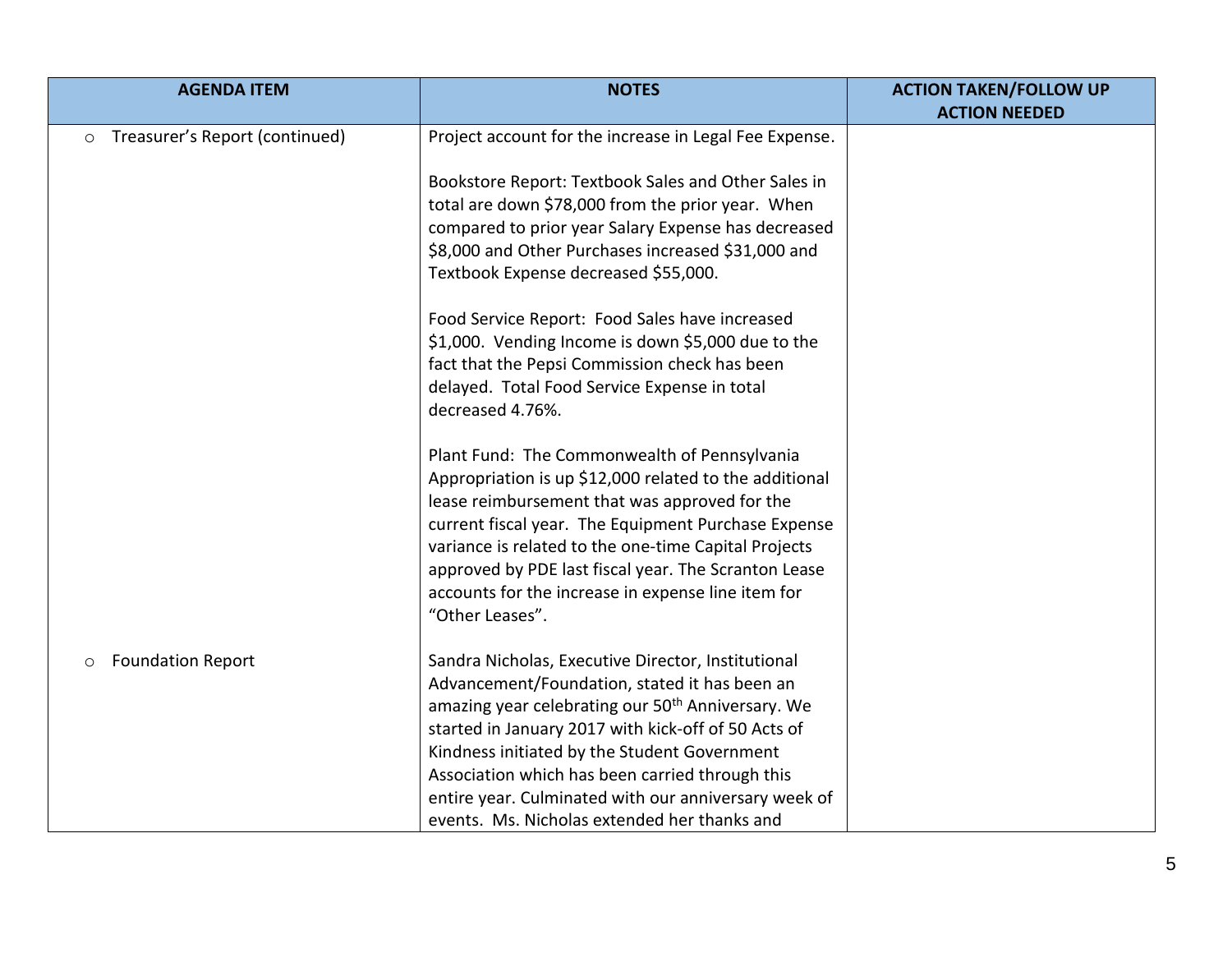| AGENDA ITEM | NOTES | ACTION TAKEN/FOLLOW UP ACTION NEEDED |
|---|---|---|
| ○ Treasurer's Report (continued) | Project account for the increase in Legal Fee Expense.<br><br>Bookstore Report: Textbook Sales and Other Sales in total are down \$78,000 from the prior year. When compared to prior year Salary Expense has decreased \$8,000 and Other Purchases increased \$31,000 and Textbook Expense decreased \$55,000.<br><br>Food Service Report: Food Sales have increased \$1,000. Vending Income is down \$5,000 due to the fact that the Pepsi Commission check has been delayed. Total Food Service Expense in total decreased 4.76%.<br><br>Plant Fund: The Commonwealth of Pennsylvania Appropriation is up \$12,000 related to the additional lease reimbursement that was approved for the current fiscal year. The Equipment Purchase Expense variance is related to the one-time Capital Projects approved by PDE last fiscal year. The Scranton Lease accounts for the increase in expense line item for "Other Leases". | |
| ○ Foundation Report | Sandra Nicholas, Executive Director, Institutional Advancement/Foundation, stated it has been an amazing year celebrating our 50th Anniversary. We started in January 2017 with kick-off of 50 Acts of Kindness initiated by the Student Government Association which has been carried through this entire year. Culminated with our anniversary week of events. Ms. Nicholas extended her thanks and | |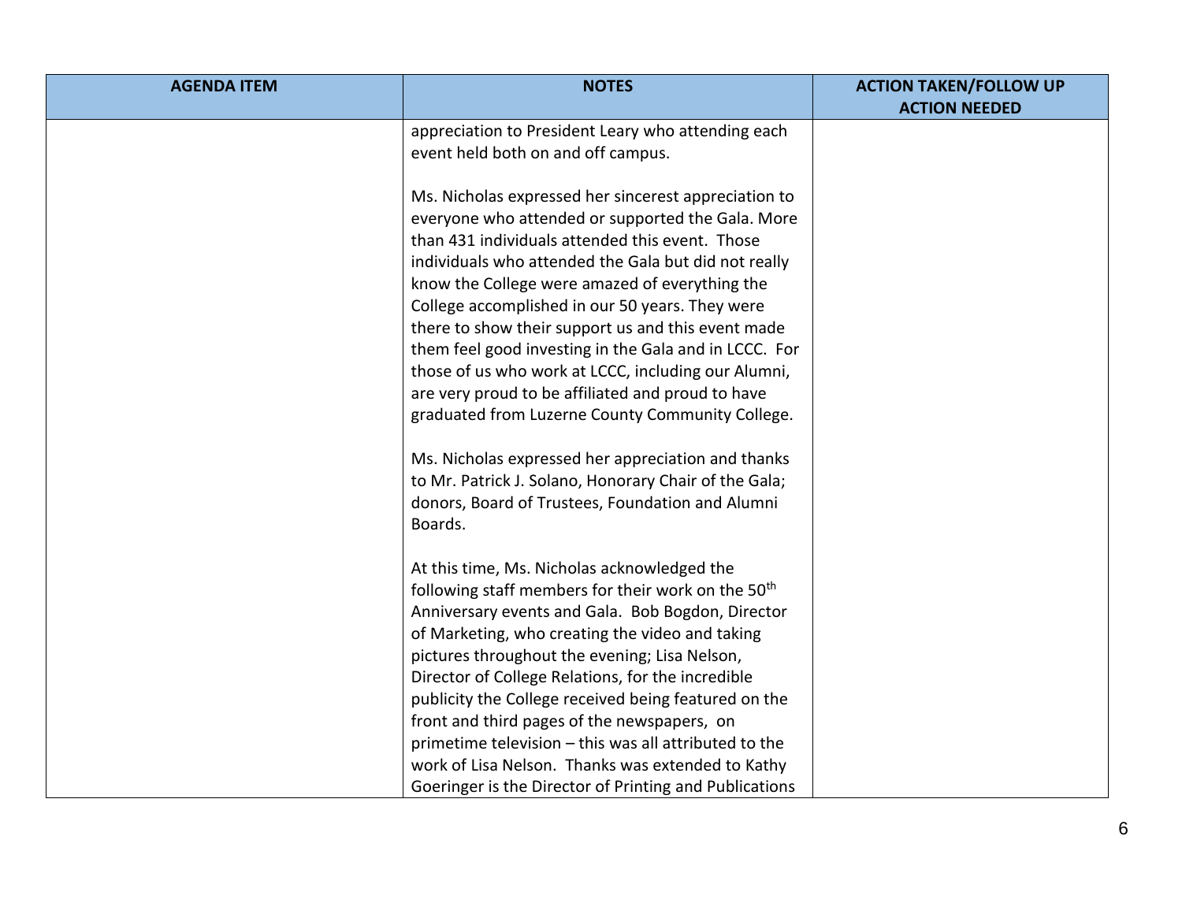| AGENDA ITEM | NOTES | ACTION TAKEN/FOLLOW UP ACTION NEEDED |
|---|---|---|
| | appreciation to President Leary who attending each event held both on and off campus.<br><br>Ms. Nicholas expressed her sincerest appreciation to everyone who attended or supported the Gala. More than 431 individuals attended this event. Those individuals who attended the Gala but did not really know the College were amazed of everything the College accomplished in our 50 years. They were there to show their support us and this event made them feel good investing in the Gala and in LCCC. For those of us who work at LCCC, including our Alumni, are very proud to be affiliated and proud to have graduated from Luzerne County Community College.<br><br>Ms. Nicholas expressed her appreciation and thanks to Mr. Patrick J. Solano, Honorary Chair of the Gala; donors, Board of Trustees, Foundation and Alumni Boards.<br><br>At this time, Ms. Nicholas acknowledged the following staff members for their work on the 50th Anniversary events and Gala. Bob Bogdon, Director of Marketing, who creating the video and taking pictures throughout the evening; Lisa Nelson, Director of College Relations, for the incredible publicity the College received being featured on the front and third pages of the newspapers, on primetime television – this was all attributed to the work of Lisa Nelson. Thanks was extended to Kathy Goeringer is the Director of Printing and Publications | |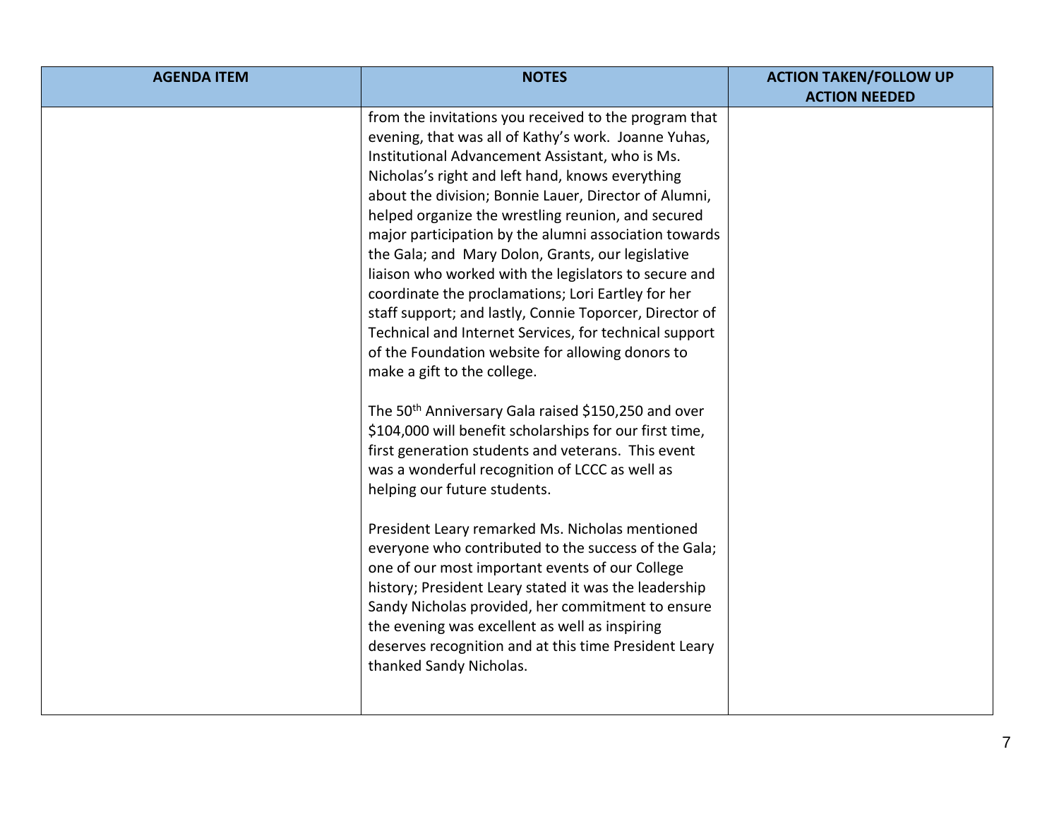| AGENDA ITEM | NOTES | ACTION TAKEN/FOLLOW UP ACTION NEEDED |
|---|---|---|
| | from the invitations you received to the program that evening, that was all of Kathy's work. Joanne Yuhas, Institutional Advancement Assistant, who is Ms. Nicholas's right and left hand, knows everything about the division; Bonnie Lauer, Director of Alumni, helped organize the wrestling reunion, and secured major participation by the alumni association towards the Gala; and Mary Dolon, Grants, our legislative liaison who worked with the legislators to secure and coordinate the proclamations; Lori Eartley for her staff support; and lastly, Connie Toporcer, Director of Technical and Internet Services, for technical support of the Foundation website for allowing donors to make a gift to the college.<br><br>The 50th Anniversary Gala raised $150,250 and over $104,000 will benefit scholarships for our first time, first generation students and veterans. This event was a wonderful recognition of LCCC as well as helping our future students.<br><br>President Leary remarked Ms. Nicholas mentioned everyone who contributed to the success of the Gala; one of our most important events of our College history; President Leary stated it was the leadership Sandy Nicholas provided, her commitment to ensure the evening was excellent as well as inspiring deserves recognition and at this time President Leary thanked Sandy Nicholas. | |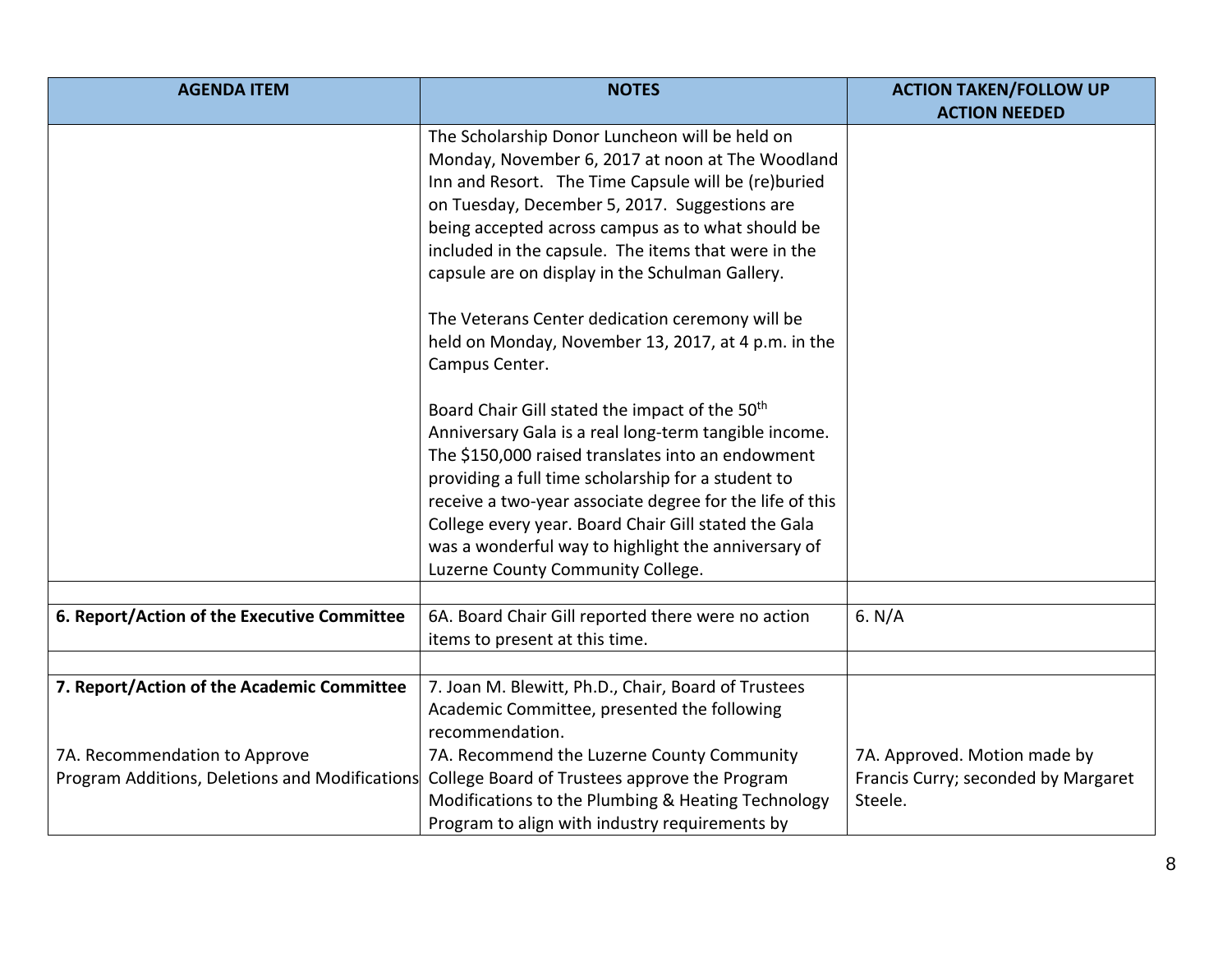| AGENDA ITEM | NOTES | ACTION TAKEN/FOLLOW UP ACTION NEEDED |
|---|---|---|
| | The Scholarship Donor Luncheon will be held on Monday, November 6, 2017 at noon at The Woodland Inn and Resort. The Time Capsule will be (re)buried on Tuesday, December 5, 2017. Suggestions are being accepted across campus as to what should be included in the capsule. The items that were in the capsule are on display in the Schulman Gallery.<br><br>The Veterans Center dedication ceremony will be held on Monday, November 13, 2017, at 4 p.m. in the Campus Center.<br><br>Board Chair Gill stated the impact of the 50th Anniversary Gala is a real long-term tangible income. The $150,000 raised translates into an endowment providing a full time scholarship for a student to receive a two-year associate degree for the life of this College every year. Board Chair Gill stated the Gala was a wonderful way to highlight the anniversary of Luzerne County Community College. | |
| | | |
| **6. Report/Action of the Executive Committee** | 6A. Board Chair Gill reported there were no action items to present at this time. | 6. N/A |
| | | |
| **7. Report/Action of the Academic Committee**<br><br>7A. Recommendation to Approve Program Additions, Deletions and Modifications | 7. Joan M. Blewitt, Ph.D., Chair, Board of Trustees Academic Committee, presented the following recommendation.<br><br>7A. Recommend the Luzerne County Community College Board of Trustees approve the Program Modifications to the Plumbing & Heating Technology Program to align with industry requirements by | <br><br><br>7A. Approved. Motion made by Francis Curry; seconded by Margaret Steele. |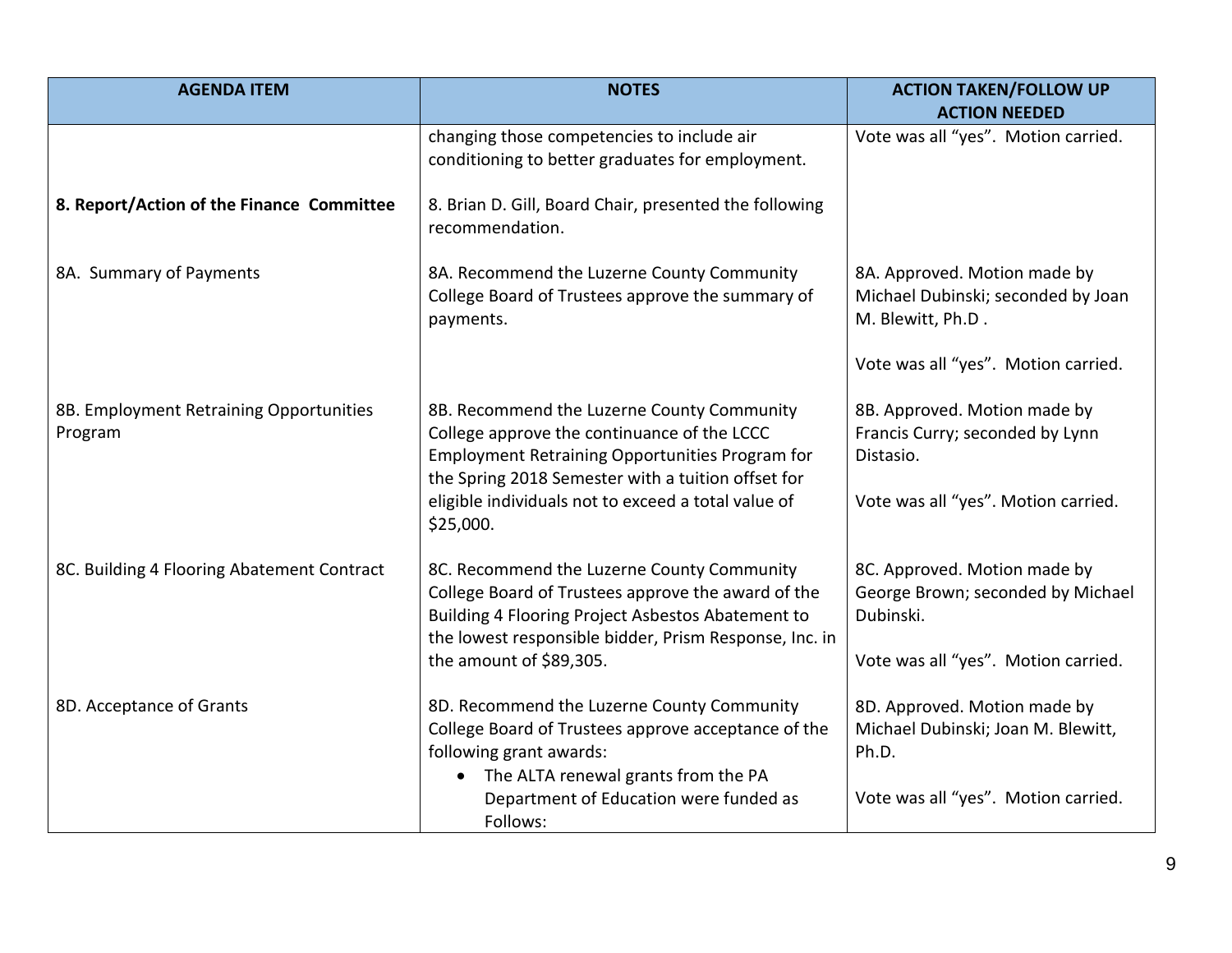| AGENDA ITEM | NOTES | ACTION TAKEN/FOLLOW UP ACTION NEEDED |
| --- | --- | --- |
| | changing those competencies to include air conditioning to better graduates for employment. | Vote was all "yes". Motion carried. |
| **8. Report/Action of the Finance Committee** | 8. Brian D. Gill, Board Chair, presented the following recommendation. | |
| 8A. Summary of Payments | 8A. Recommend the Luzerne County Community College Board of Trustees approve the summary of payments. | 8A. Approved. Motion made by Michael Dubinski; seconded by Joan M. Blewitt, Ph.D .<br><br>Vote was all "yes". Motion carried. |
| 8B. Employment Retraining Opportunities Program | 8B. Recommend the Luzerne County Community College approve the continuance of the LCCC Employment Retraining Opportunities Program for the Spring 2018 Semester with a tuition offset for eligible individuals not to exceed a total value of $25,000. | 8B. Approved. Motion made by Francis Curry; seconded by Lynn Distasio.<br><br>Vote was all "yes". Motion carried. |
| 8C. Building 4 Flooring Abatement Contract | 8C. Recommend the Luzerne County Community College Board of Trustees approve the award of the Building 4 Flooring Project Asbestos Abatement to the lowest responsible bidder, Prism Response, Inc. in the amount of $89,305. | 8C. Approved. Motion made by George Brown; seconded by Michael Dubinski.<br><br>Vote was all "yes". Motion carried. |
| 8D. Acceptance of Grants | 8D. Recommend the Luzerne County Community College Board of Trustees approve acceptance of the following grant awards:<br>• The ALTA renewal grants from the PA Department of Education were funded as Follows: | 8D. Approved. Motion made by Michael Dubinski; Joan M. Blewitt, Ph.D.<br><br>Vote was all "yes". Motion carried. |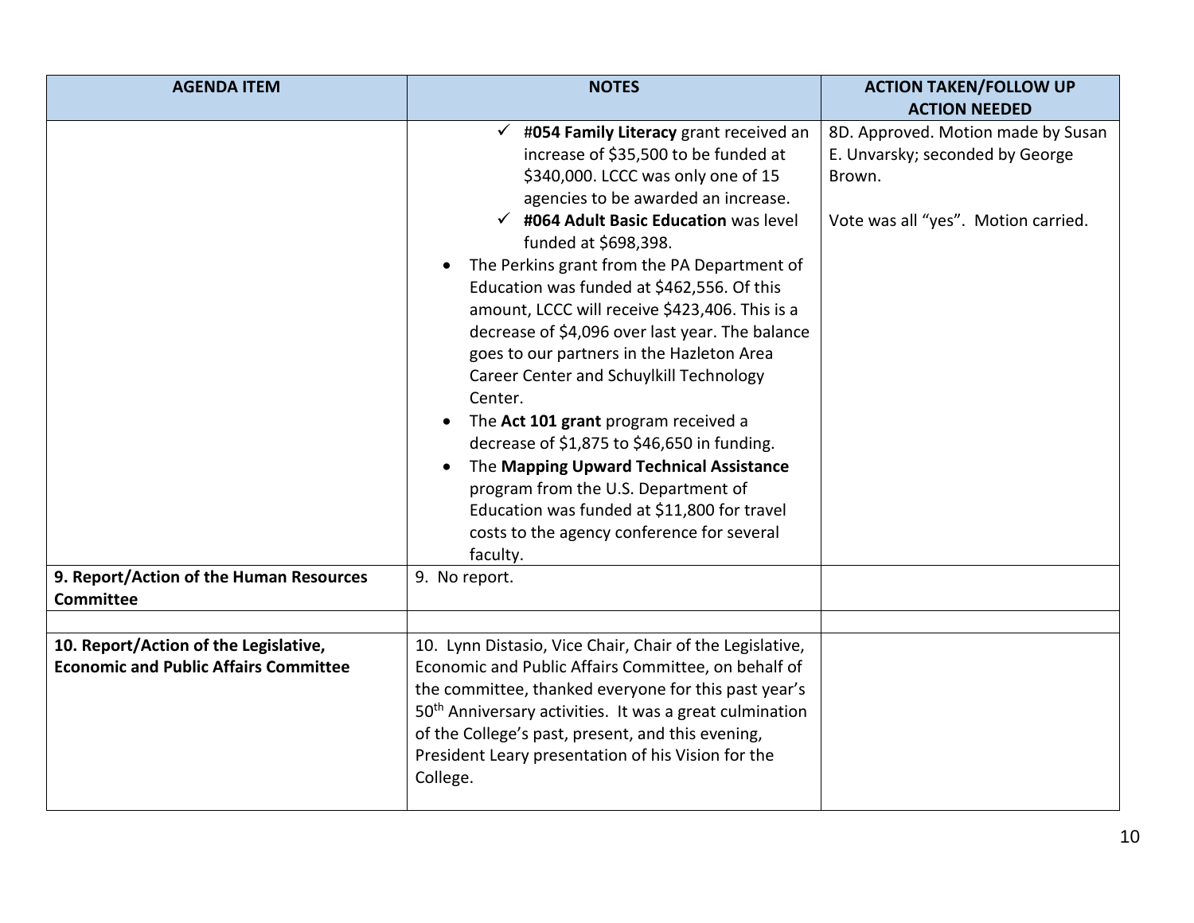| AGENDA ITEM | NOTES | ACTION TAKEN/FOLLOW UP ACTION NEEDED |
|---|---|---|
| | ✓ #**054 Family Literacy** grant received an increase of $35,500 to be funded at $340,000. LCCC was only one of 15 agencies to be awarded an increase.<br>✓ **#064 Adult Basic Education** was level funded at $698,398.<br>• The Perkins grant from the PA Department of Education was funded at $462,556. Of this amount, LCCC will receive $423,406. This is a decrease of $4,096 over last year. The balance goes to our partners in the Hazleton Area Career Center and Schuylkill Technology Center.<br>• The **Act 101 grant** program received a decrease of $1,875 to $46,650 in funding.<br>• The **Mapping Upward Technical Assistance** program from the U.S. Department of Education was funded at $11,800 for travel costs to the agency conference for several faculty. | 8D. Approved. Motion made by Susan E. Unvarsky; seconded by George Brown.<br><br>Vote was all "yes". Motion carried. |
| **9. Report/Action of the Human Resources Committee** | 9. No report. | |
| | | |
| **10. Report/Action of the Legislative, Economic and Public Affairs Committee** | 10. Lynn Distasio, Vice Chair, Chair of the Legislative, Economic and Public Affairs Committee, on behalf of the committee, thanked everyone for this past year's 50th Anniversary activities. It was a great culmination of the College's past, present, and this evening, President Leary presentation of his Vision for the College. | |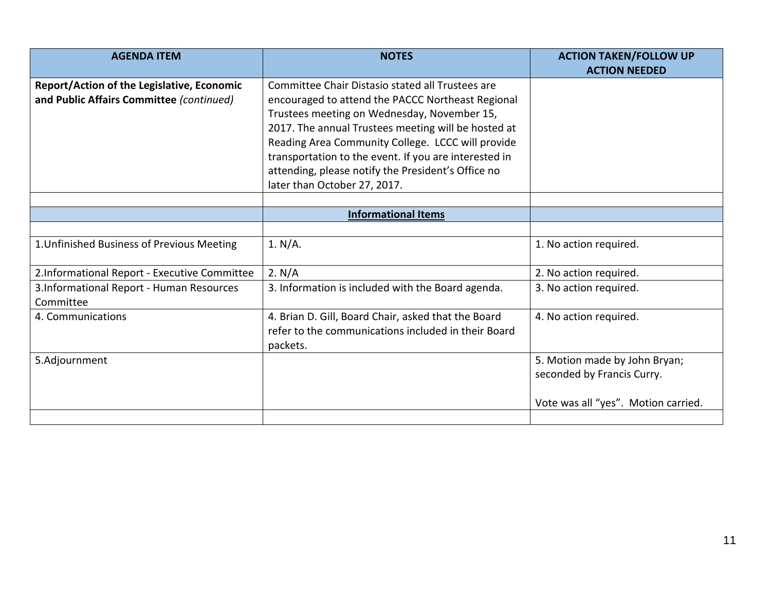| AGENDA ITEM | NOTES | ACTION TAKEN/FOLLOW UP ACTION NEEDED |
| --- | --- | --- |
| **Report/Action of the Legislative, Economic and Public Affairs Committee** *(continued)* | Committee Chair Distasio stated all Trustees are encouraged to attend the PACCC Northeast Regional Trustees meeting on Wednesday, November 15, 2017. The annual Trustees meeting will be hosted at Reading Area Community College. LCCC will provide transportation to the event. If you are interested in attending, please notify the President's Office no later than October 27, 2017. | |
| | | |
| | **Informational Items** | |
| | | |
| 1.Unfinished Business of Previous Meeting | 1. N/A. | 1. No action required. |
| 2.Informational Report - Executive Committee | 2. N/A | 2. No action required. |
| 3.Informational Report - Human Resources Committee | 3. Information is included with the Board agenda. | 3. No action required. |
| 4. Communications | 4. Brian D. Gill, Board Chair, asked that the Board refer to the communications included in their Board packets. | 4. No action required. |
| 5.Adjournment | | 5. Motion made by John Bryan; seconded by Francis Curry.<br><br>Vote was all "yes". Motion carried. |
| | | |